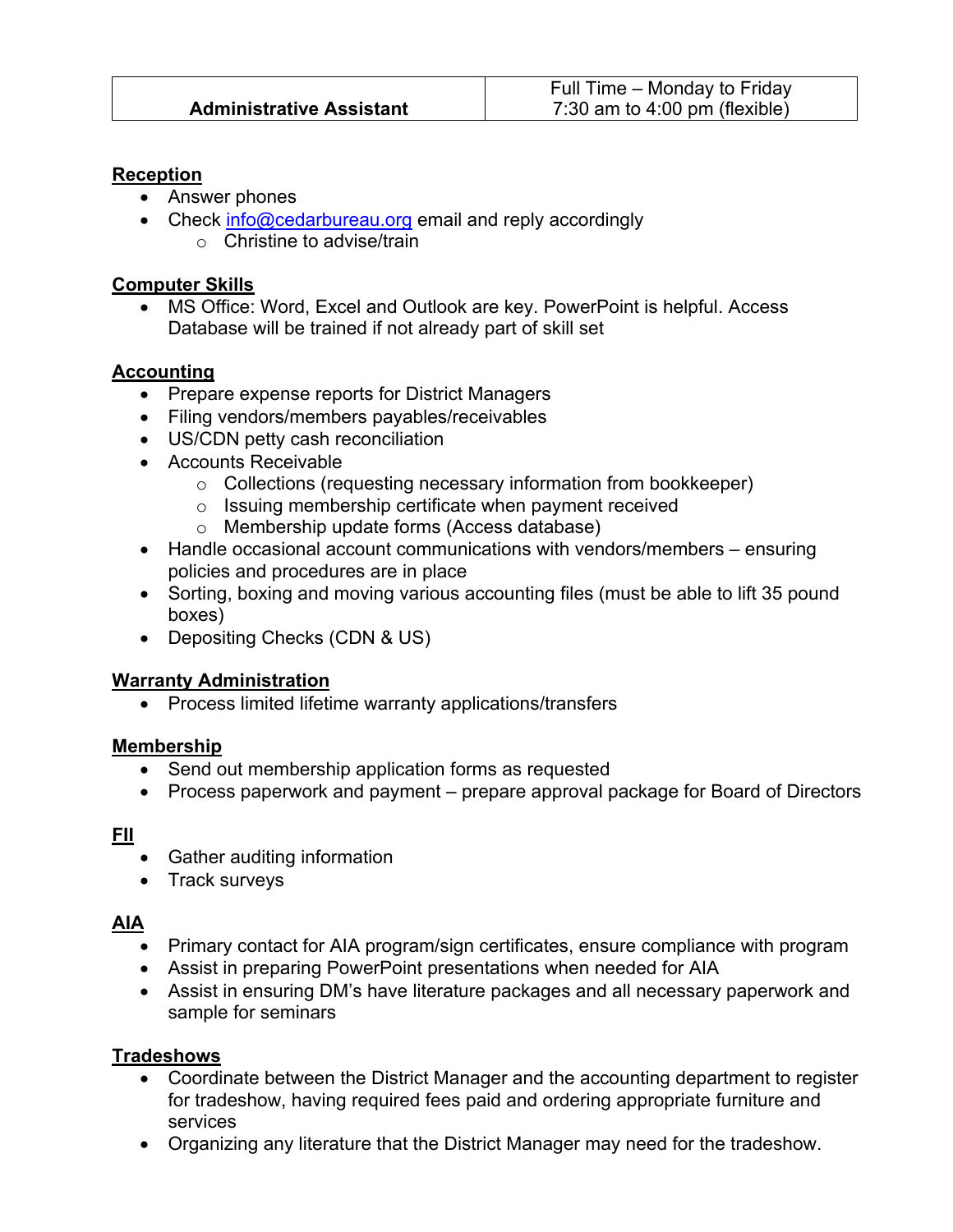| Administrative Assistant | Full Time – Monday to Friday 7:30 am to 4:00 pm (flexible) |
|---|---|

**Reception**

- Answer phones
- Check info@cedarbureau.org email and reply accordingly
  - Christine to advise/train

**Computer Skills**

- MS Office: Word, Excel and Outlook are key. PowerPoint is helpful. Access Database will be trained if not already part of skill set

**Accounting**

- Prepare expense reports for District Managers
- Filing vendors/members payables/receivables
- US/CDN petty cash reconciliation
- Accounts Receivable
  - Collections (requesting necessary information from bookkeeper)
  - Issuing membership certificate when payment received
  - Membership update forms (Access database)
- Handle occasional account communications with vendors/members – ensuring policies and procedures are in place
- Sorting, boxing and moving various accounting files (must be able to lift 35 pound boxes)
- Depositing Checks (CDN & US)

**Warranty Administration**

- Process limited lifetime warranty applications/transfers

**Membership**

- Send out membership application forms as requested
- Process paperwork and payment – prepare approval package for Board of Directors

**FII**

- Gather auditing information
- Track surveys

**AIA**

- Primary contact for AIA program/sign certificates, ensure compliance with program
- Assist in preparing PowerPoint presentations when needed for AIA
- Assist in ensuring DM's have literature packages and all necessary paperwork and sample for seminars

**Tradeshows**

- Coordinate between the District Manager and the accounting department to register for tradeshow, having required fees paid and ordering appropriate furniture and services
- Organizing any literature that the District Manager may need for the tradeshow.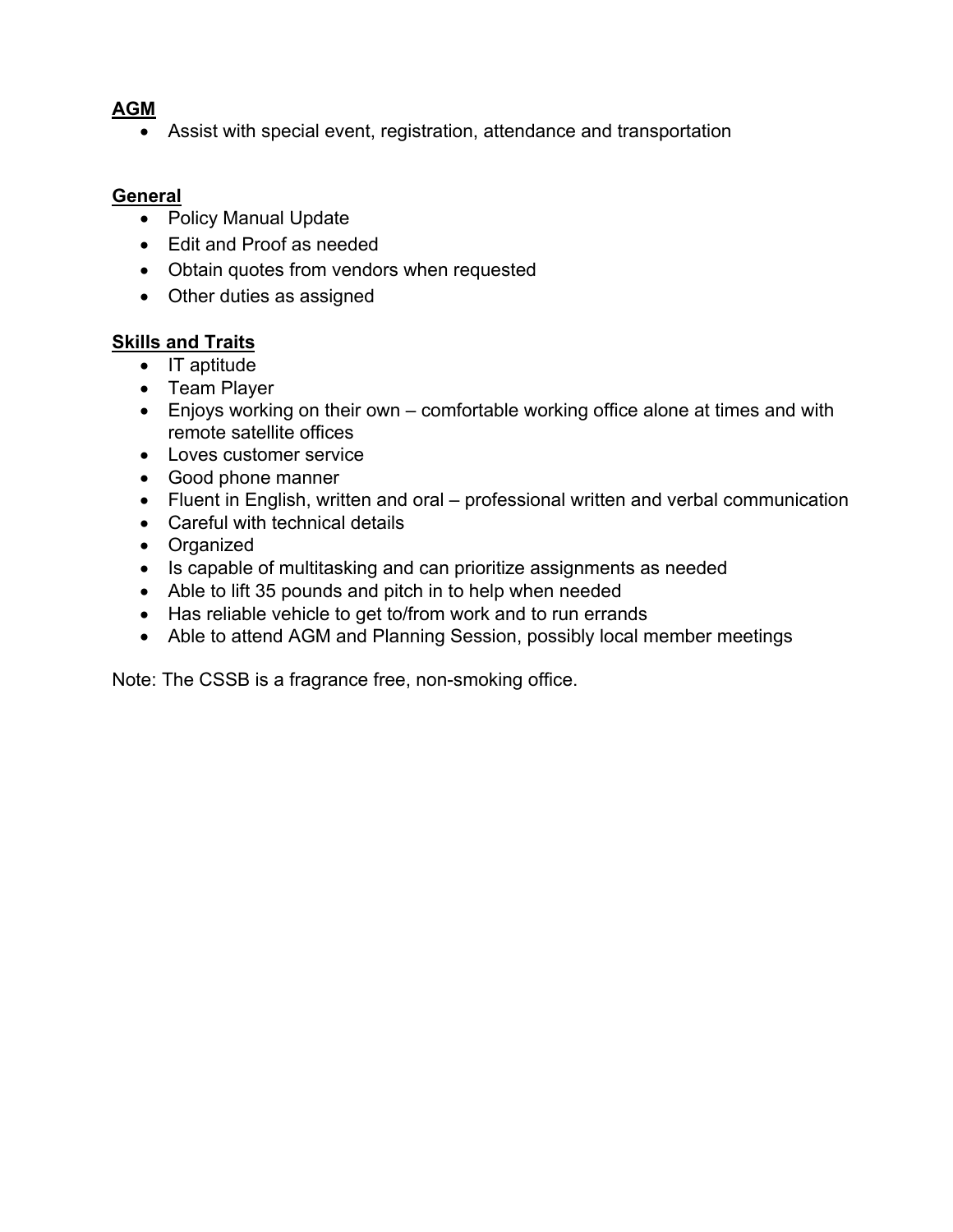**AGM**

- Assist with special event, registration, attendance and transportation

**General**

- Policy Manual Update
- Edit and Proof as needed
- Obtain quotes from vendors when requested
- Other duties as assigned

**Skills and Traits**

- IT aptitude
- Team Player
- Enjoys working on their own – comfortable working office alone at times and with remote satellite offices
- Loves customer service
- Good phone manner
- Fluent in English, written and oral – professional written and verbal communication
- Careful with technical details
- Organized
- Is capable of multitasking and can prioritize assignments as needed
- Able to lift 35 pounds and pitch in to help when needed
- Has reliable vehicle to get to/from work and to run errands
- Able to attend AGM and Planning Session, possibly local member meetings

Note: The CSSB is a fragrance free, non-smoking office.